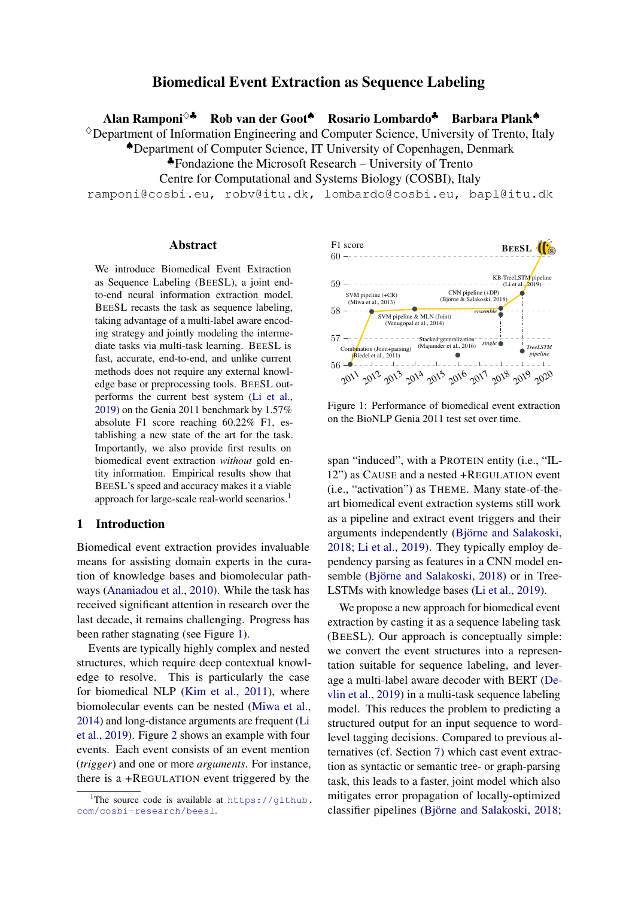# Biomedical Event Extraction as Sequence Labeling

**Alan Ramponi**[◇♣] **Rob van der Goot**[♠] **Rosario Lombardo**[♣] **Barbara Plank**[♠]

[◇]Department of Information Engineering and Computer Science, University of Trento, Italy
[♠]Department of Computer Science, IT University of Copenhagen, Denmark
[♣]Fondazione the Microsoft Research – University of Trento
Centre for Computational and Systems Biology (COSBI), Italy

ramponi@cosbi.eu, robv@itu.dk, lombardo@cosbi.eu, bapl@itu.dk

## Abstract

We introduce Biomedical Event Extraction as Sequence Labeling (BEESL), a joint end-to-end neural information extraction model. BEESL recasts the task as sequence labeling, taking advantage of a multi-label aware encoding strategy and jointly modeling the intermediate tasks via multi-task learning. BEESL is fast, accurate, end-to-end, and unlike current methods does not require any external knowledge base or preprocessing tools. BEESL outperforms the current best system (Li et al., 2019) on the Genia 2011 benchmark by 1.57% absolute F1 score reaching 60.22% F1, establishing a new state of the art for the task. Importantly, we also provide first results on biomedical event extraction *without* gold entity information. Empirical results show that BEESL's speed and accuracy makes it a viable approach for large-scale real-world scenarios.[1]

## 1 Introduction

Biomedical event extraction provides invaluable means for assisting domain experts in the curation of knowledge bases and biomolecular pathways (Ananiadou et al., 2010). While the task has received significant attention in research over the last decade, it remains challenging. Progress has been rather stagnating (see Figure 1).

Events are typically highly complex and nested structures, which require deep contextual knowledge to resolve. This is particularly the case for biomedical NLP (Kim et al., 2011), where biomolecular events can be nested (Miwa et al., 2014) and long-distance arguments are frequent (Li et al., 2019). Figure 2 shows an example with four events. Each event consists of an event mention (*trigger*) and one or more *arguments*. For instance, there is a +REGULATION event triggered by the span "induced", with a PROTEIN entity (i.e., "IL-12") as CAUSE and a nested +REGULATION event (i.e., "activation") as THEME. Many state-of-the-art biomedical event extraction systems still work as a pipeline and extract event triggers and their arguments independently (Björne and Salakoski, 2018; Li et al., 2019). They typically employ dependency parsing as features in a CNN model ensemble (Björne and Salakoski, 2018) or in Tree-LSTMs with knowledge bases (Li et al., 2019).

F1 score

BEESL

60

59

58

57

56

2011 2012 2013 2014 2015 2016 2017 2018 2019 2020

Combination (Joint+parsing) (Riedel et al., 2011)

SVM pipeline (+CR) (Miwa et al., 2013)

SVM pipeline & MLN (Joint) (Venugopal et al., 2014)

Stacked generalization (Majumder et al., 2016)

CNN pipeline (+DP) (Björne & Salakoski, 2018)

ensemble

single

KB-TreeLSTM pipeline (Li et al., 2019)

TreeLSTM pipeline

Figure 1: Performance of biomedical event extraction on the BioNLP Genia 2011 test set over time.

We propose a new approach for biomedical event extraction by casting it as a sequence labeling task (BEESL). Our approach is conceptually simple: we convert the event structures into a representation suitable for sequence labeling, and leverage a multi-label aware decoder with BERT (Devlin et al., 2019) in a multi-task sequence labeling model. This reduces the problem to predicting a structured output for an input sequence to word-level tagging decisions. Compared to previous alternatives (cf. Section 7) which cast event extraction as syntactic or semantic tree- or graph-parsing task, this leads to a faster, joint model which also mitigates error propagation of locally-optimized classifier pipelines (Björne and Salakoski, 2018;

[1]The source code is available at https://github.com/cosbi-research/beesl.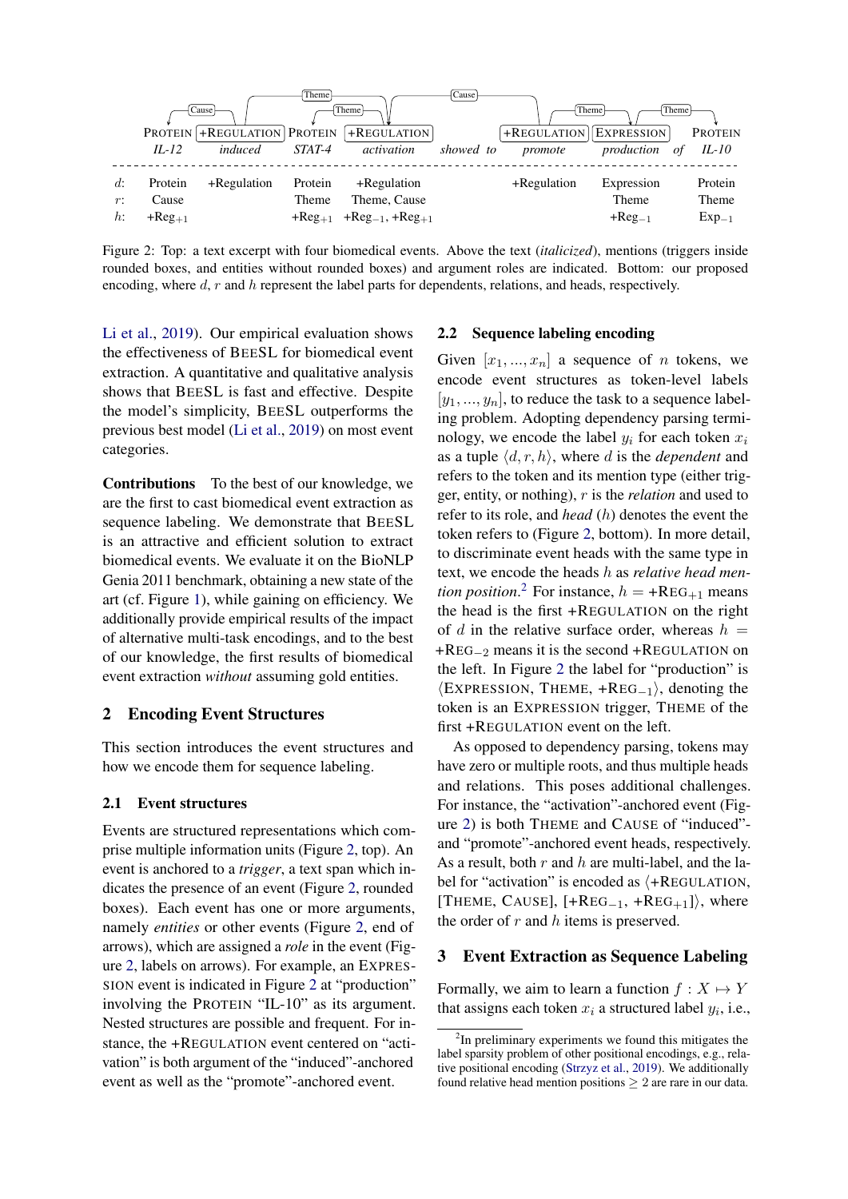| | PROTEIN | +REGULATION | PROTEIN | +REGULATION | | | +REGULATION | EXPRESSION | | PROTEIN |
|---|---|---|---|---|---|---|---|---|---|---|
| | *IL-12* | *induced* | *STAT-4* | *activation* | *showed* | *to* | *promote* | *production* | *of* | *IL-10* |
| $d$: | Protein | +Regulation | Protein | +Regulation | | | +Regulation | Expression | | Protein |
| $r$: | Cause | | Theme | Theme, Cause | | | | Theme | | Theme |
| $h$: | $+\text{Reg}_{+1}$ | | $+\text{Reg}_{+1}$ | $+\text{Reg}_{-1}$, $+\text{Reg}_{+1}$ | | | | $+\text{Reg}_{-1}$ | | $\text{Exp}_{-1}$ |

Figure 2: Top: a text excerpt with four biomedical events. Above the text (*italicized*), mentions (triggers inside rounded boxes, and entities without rounded boxes) and argument roles are indicated. Bottom: our proposed encoding, where $d$, $r$ and $h$ represent the label parts for dependents, relations, and heads, respectively.

Li et al., 2019). Our empirical evaluation shows the effectiveness of BEESL for biomedical event extraction. A quantitative and qualitative analysis shows that BEESL is fast and effective. Despite the model's simplicity, BEESL outperforms the previous best model (Li et al., 2019) on most event categories.

**Contributions** To the best of our knowledge, we are the first to cast biomedical event extraction as sequence labeling. We demonstrate that BEESL is an attractive and efficient solution to extract biomedical events. We evaluate it on the BioNLP Genia 2011 benchmark, obtaining a new state of the art (cf. Figure 1), while gaining on efficiency. We additionally provide empirical results of the impact of alternative multi-task encodings, and to the best of our knowledge, the first results of biomedical event extraction *without* assuming gold entities.

## 2 Encoding Event Structures

This section introduces the event structures and how we encode them for sequence labeling.

### 2.1 Event structures

Events are structured representations which comprise multiple information units (Figure 2, top). An event is anchored to a *trigger*, a text span which indicates the presence of an event (Figure 2, rounded boxes). Each event has one or more arguments, namely *entities* or other events (Figure 2, end of arrows), which are assigned a *role* in the event (Figure 2, labels on arrows). For example, an EXPRESSION event is indicated in Figure 2 at "production" involving the PROTEIN "IL-10" as its argument. Nested structures are possible and frequent. For instance, the +REGULATION event centered on "activation" is both argument of the "induced"-anchored event as well as the "promote"-anchored event.

### 2.2 Sequence labeling encoding

Given $[x_1, ..., x_n]$ a sequence of $n$ tokens, we encode event structures as token-level labels $[y_1, ..., y_n]$, to reduce the task to a sequence labeling problem. Adopting dependency parsing terminology, we encode the label $y_i$ for each token $x_i$ as a tuple $\langle d, r, h\rangle$, where $d$ is the *dependent* and refers to the token and its mention type (either trigger, entity, or nothing), $r$ is the *relation* and used to refer to its role, and *head* ($h$) denotes the event the token refers to (Figure 2, bottom). In more detail, to discriminate event heads with the same type in text, we encode the heads $h$ as *relative head mention position*.[2] For instance, $h$ = $+\text{REG}_{+1}$ means the head is the first +REGULATION on the right of $d$ in the relative surface order, whereas $h$ = $+\text{REG}_{-2}$ means it is the second +REGULATION on the left. In Figure 2 the label for "production" is $\langle$EXPRESSION, THEME, $+\text{REG}_{-1}\rangle$, denoting the token is an EXPRESSION trigger, THEME of the first +REGULATION event on the left.

As opposed to dependency parsing, tokens may have zero or multiple roots, and thus multiple heads and relations. This poses additional challenges. For instance, the "activation"-anchored event (Figure 2) is both THEME and CAUSE of "induced"- and "promote"-anchored event heads, respectively. As a result, both $r$ and $h$ are multi-label, and the label for "activation" is encoded as $\langle$+REGULATION, [THEME, CAUSE], [$+\text{REG}_{-1}$, $+\text{REG}_{+1}$]$\rangle$, where the order of $r$ and $h$ items is preserved.

## 3 Event Extraction as Sequence Labeling

Formally, we aim to learn a function $f : X \mapsto Y$ that assigns each token $x_i$ a structured label $y_i$, i.e.,

[2] In preliminary experiments we found this mitigates the label sparsity problem of other positional encodings, e.g., relative positional encoding (Strzyz et al., 2019). We additionally found relative head mention positions $\geq 2$ are rare in our data.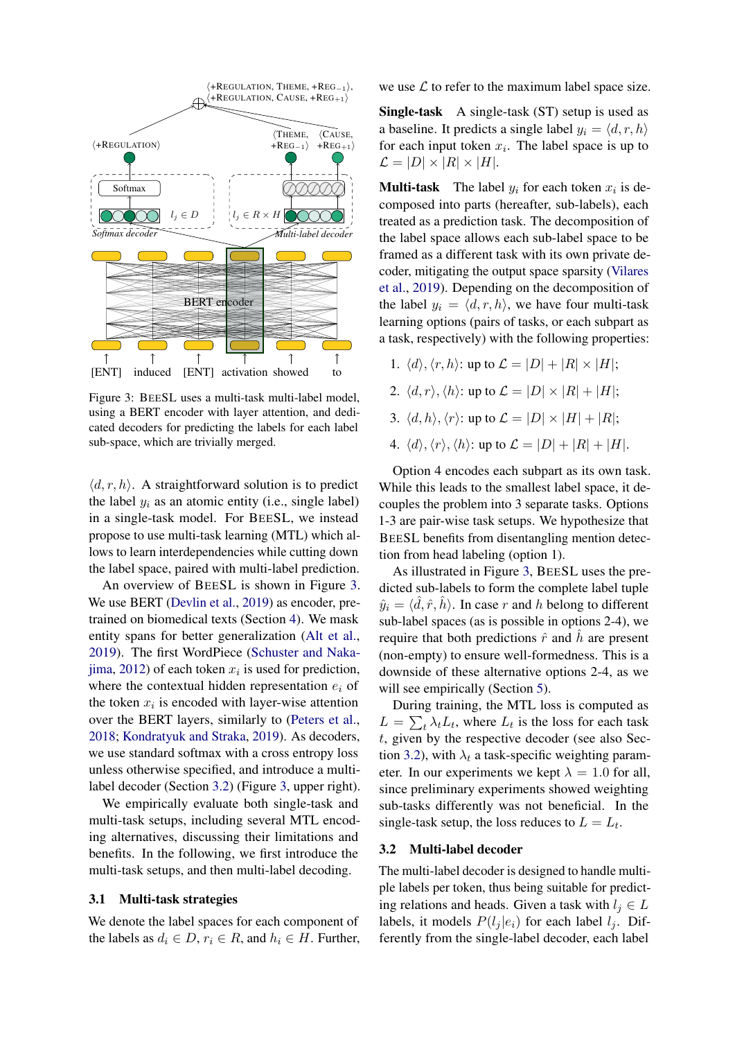Figure 3: BEESL uses a multi-task multi-label model, using a BERT encoder with layer attention, and dedicated decoders for predicting the labels for each label sub-space, which are trivially merged.

$\langle d, r, h \rangle$. A straightforward solution is to predict the label $y_i$ as an atomic entity (i.e., single label) in a single-task model. For BEESL, we instead propose to use multi-task learning (MTL) which allows to learn interdependencies while cutting down the label space, paired with multi-label prediction.

An overview of BEESL is shown in Figure 3. We use BERT (Devlin et al., 2019) as encoder, pretrained on biomedical texts (Section 4). We mask entity spans for better generalization (Alt et al., 2019). The first WordPiece (Schuster and Nakajima, 2012) of each token $x_i$ is used for prediction, where the contextual hidden representation $e_i$ of the token $x_i$ is encoded with layer-wise attention over the BERT layers, similarly to (Peters et al., 2018; Kondratyuk and Straka, 2019). As decoders, we use standard softmax with a cross entropy loss unless otherwise specified, and introduce a multi-label decoder (Section 3.2) (Figure 3, upper right).

We empirically evaluate both single-task and multi-task setups, including several MTL encoding alternatives, discussing their limitations and benefits. In the following, we first introduce the multi-task setups, and then multi-label decoding.

### 3.1 Multi-task strategies

We denote the label spaces for each component of the labels as $d_i \in D$, $r_i \in R$, and $h_i \in H$. Further, we use $\mathcal{L}$ to refer to the maximum label space size.

**Single-task** A single-task (ST) setup is used as a baseline. It predicts a single label $y_i = \langle d, r, h \rangle$ for each input token $x_i$. The label space is up to $\mathcal{L} = |D| \times |R| \times |H|$.

**Multi-task** The label $y_i$ for each token $x_i$ is decomposed into parts (hereafter, sub-labels), each treated as a prediction task. The decomposition of the label space allows each sub-label space to be framed as a different task with its own private decoder, mitigating the output space sparsity (Vilares et al., 2019). Depending on the decomposition of the label $y_i = \langle d, r, h \rangle$, we have four multi-task learning options (pairs of tasks, or each subpart as a task, respectively) with the following properties:

1. $\langle d \rangle, \langle r, h \rangle$: up to $\mathcal{L} = |D| + |R| \times |H|$;
2. $\langle d, r \rangle, \langle h \rangle$: up to $\mathcal{L} = |D| \times |R| + |H|$;
3. $\langle d, h \rangle, \langle r \rangle$: up to $\mathcal{L} = |D| \times |H| + |R|$;
4. $\langle d \rangle, \langle r \rangle, \langle h \rangle$: up to $\mathcal{L} = |D| + |R| + |H|$.

Option 4 encodes each subpart as its own task. While this leads to the smallest label space, it decouples the problem into 3 separate tasks. Options 1-3 are pair-wise task setups. We hypothesize that BEESL benefits from disentangling mention detection from head labeling (option 1).

As illustrated in Figure 3, BEESL uses the predicted sub-labels to form the complete label tuple $\hat{y}_i = \langle \hat{d}, \hat{r}, \hat{h} \rangle$. In case $r$ and $h$ belong to different sub-label spaces (as is possible in options 2-4), we require that both predictions $\hat{r}$ and $\hat{h}$ are present (non-empty) to ensure well-formedness. This is a downside of these alternative options 2-4, as we will see empirically (Section 5).

During training, the MTL loss is computed as $L = \sum_t \lambda_t L_t$, where $L_t$ is the loss for each task $t$, given by the respective decoder (see also Section 3.2), with $\lambda_t$ a task-specific weighting parameter. In our experiments we kept $\lambda = 1.0$ for all, since preliminary experiments showed weighting sub-tasks differently was not beneficial. In the single-task setup, the loss reduces to $L = L_t$.

### 3.2 Multi-label decoder

The multi-label decoder is designed to handle multiple labels per token, thus being suitable for predicting relations and heads. Given a task with $l_j \in L$ labels, it models $P(l_j | e_i)$ for each label $l_j$. Differently from the single-label decoder, each label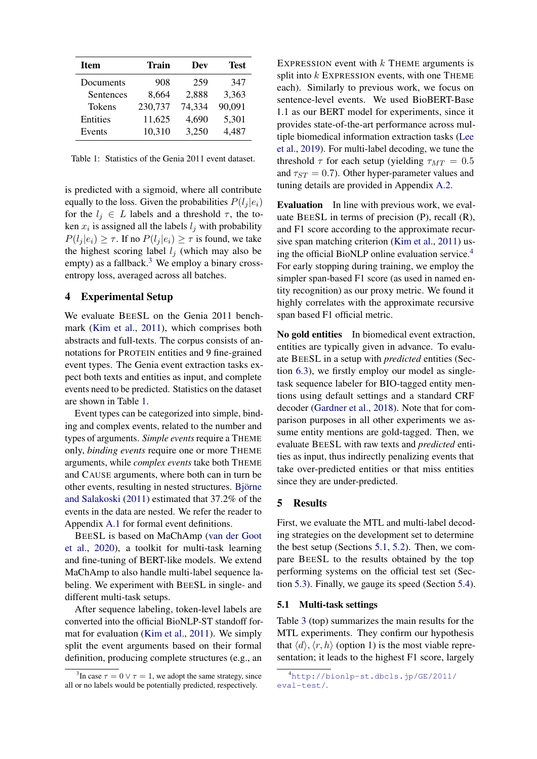| Item | Train | Dev | Test |
|---|---|---|---|
| Documents | 908 | 259 | 347 |
| Sentences | 8,664 | 2,888 | 3,363 |
| Tokens | 230,737 | 74,334 | 90,091 |
| Entities | 11,625 | 4,690 | 5,301 |
| Events | 10,310 | 3,250 | 4,487 |

Table 1: Statistics of the Genia 2011 event dataset.

is predicted with a sigmoid, where all contribute equally to the loss. Given the probabilities $P(l_j|e_i)$ for the $l_j \in L$ labels and a threshold $\tau$, the token $x_i$ is assigned all the labels $l_j$ with probability $P(l_j|e_i) \geq \tau$. If no $P(l_j|e_i) \geq \tau$ is found, we take the highest scoring label $l_j$ (which may also be empty) as a fallback.[3] We employ a binary cross-entropy loss, averaged across all batches.

## 4 Experimental Setup

We evaluate BEESL on the Genia 2011 benchmark (Kim et al., 2011), which comprises both abstracts and full-texts. The corpus consists of annotations for PROTEIN entities and 9 fine-grained event types. The Genia event extraction tasks expect both texts and entities as input, and complete events need to be predicted. Statistics on the dataset are shown in Table 1.

Event types can be categorized into simple, binding and complex events, related to the number and types of arguments. *Simple events* require a THEME only, *binding events* require one or more THEME arguments, while *complex events* take both THEME and CAUSE arguments, where both can in turn be other events, resulting in nested structures. Björne and Salakoski (2011) estimated that 37.2% of the events in the data are nested. We refer the reader to Appendix A.1 for formal event definitions.

BEESL is based on MaChAmp (van der Goot et al., 2020), a toolkit for multi-task learning and fine-tuning of BERT-like models. We extend MaChAmp to also handle multi-label sequence labeling. We experiment with BEESL in single- and different multi-task setups.

After sequence labeling, token-level labels are converted into the official BioNLP-ST standoff format for evaluation (Kim et al., 2011). We simply split the event arguments based on their formal definition, producing complete structures (e.g., an EXPRESSION event with $k$ THEME arguments is split into $k$ EXPRESSION events, with one THEME each). Similarly to previous work, we focus on sentence-level events. We used BioBERT-Base 1.1 as our BERT model for experiments, since it provides state-of-the-art performance across multiple biomedical information extraction tasks (Lee et al., 2019). For multi-label decoding, we tune the threshold $\tau$ for each setup (yielding $\tau_{MT} = 0.5$ and $\tau_{ST} = 0.7$). Other hyper-parameter values and tuning details are provided in Appendix A.2.

**Evaluation** In line with previous work, we evaluate BEESL in terms of precision (P), recall (R), and F1 score according to the approximate recursive span matching criterion (Kim et al., 2011) using the official BioNLP online evaluation service.[4] For early stopping during training, we employ the simpler span-based F1 score (as used in named entity recognition) as our proxy metric. We found it highly correlates with the approximate recursive span based F1 official metric.

**No gold entities** In biomedical event extraction, entities are typically given in advance. To evaluate BEESL in a setup with *predicted* entities (Section 6.3), we firstly employ our model as single-task sequence labeler for BIO-tagged entity mentions using default settings and a standard CRF decoder (Gardner et al., 2018). Note that for comparison purposes in all other experiments we assume entity mentions are gold-tagged. Then, we evaluate BEESL with raw texts and *predicted* entities as input, thus indirectly penalizing events that take over-predicted entities or that miss entities since they are under-predicted.

## 5 Results

First, we evaluate the MTL and multi-label decoding strategies on the development set to determine the best setup (Sections 5.1, 5.2). Then, we compare BEESL to the results obtained by the top performing systems on the official test set (Section 5.3). Finally, we gauge its speed (Section 5.4).

### 5.1 Multi-task settings

Table 3 (top) summarizes the main results for the MTL experiments. They confirm our hypothesis that $\langle d \rangle, \langle r, h \rangle$ (option 1) is the most viable representation; it leads to the highest F1 score, largely

[3] In case $\tau = 0 \vee \tau = 1$, we adopt the same strategy, since all or no labels would be potentially predicted, respectively.

[4] http://bionlp-st.dbcls.jp/GE/2011/eval-test/.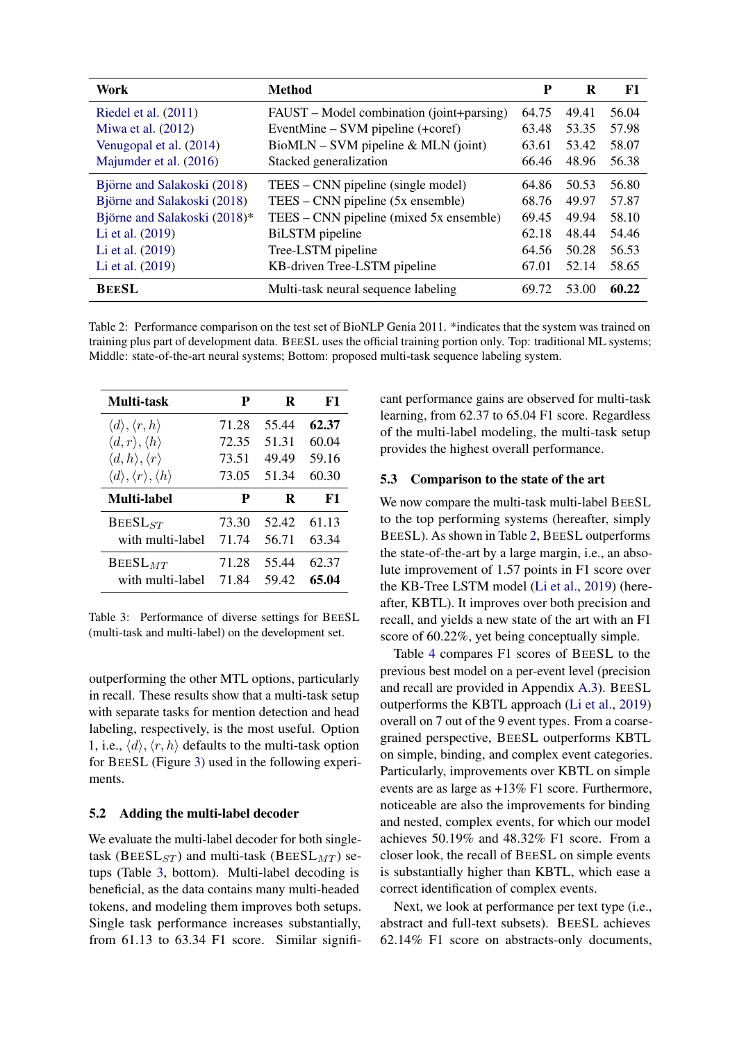| Work | Method | P | R | F1 |
|---|---|---|---|---|
| Riedel et al. (2011) | FAUST – Model combination (joint+parsing) | 64.75 | 49.41 | 56.04 |
| Miwa et al. (2012) | EventMine – SVM pipeline (+coref) | 63.48 | 53.35 | 57.98 |
| Venugopal et al. (2014) | BioMLN – SVM pipeline & MLN (joint) | 63.61 | 53.42 | 58.07 |
| Majumder et al. (2016) | Stacked generalization | 66.46 | 48.96 | 56.38 |
| Björne and Salakoski (2018) | TEES – CNN pipeline (single model) | 64.86 | 50.53 | 56.80 |
| Björne and Salakoski (2018) | TEES – CNN pipeline (5x ensemble) | 68.76 | 49.97 | 57.87 |
| Björne and Salakoski (2018)* | TEES – CNN pipeline (mixed 5x ensemble) | 69.45 | 49.94 | 58.10 |
| Li et al. (2019) | BiLSTM pipeline | 62.18 | 48.44 | 54.46 |
| Li et al. (2019) | Tree-LSTM pipeline | 64.56 | 50.28 | 56.53 |
| Li et al. (2019) | KB-driven Tree-LSTM pipeline | 67.01 | 52.14 | 58.65 |
| **BEESL** | Multi-task neural sequence labeling | 69.72 | 53.00 | **60.22** |

Table 2: Performance comparison on the test set of BioNLP Genia 2011. *indicates that the system was trained on training plus part of development data. BEESL uses the official training portion only. Top: traditional ML systems; Middle: state-of-the-art neural systems; Bottom: proposed multi-task sequence labeling system.

| Multi-task | P | R | F1 |
|---|---|---|---|
| $\langle d \rangle, \langle r, h \rangle$ | 71.28 | 55.44 | **62.37** |
| $\langle d, r \rangle, \langle h \rangle$ | 72.35 | 51.31 | 60.04 |
| $\langle d, h \rangle, \langle r \rangle$ | 73.51 | 49.49 | 59.16 |
| $\langle d \rangle, \langle r \rangle, \langle h \rangle$ | 73.05 | 51.34 | 60.30 |
| **Multi-label** | **P** | **R** | **F1** |
| BEESL$_{ST}$ | 73.30 | 52.42 | 61.13 |
| with multi-label | 71.74 | 56.71 | 63.34 |
| BEESL$_{MT}$ | 71.28 | 55.44 | 62.37 |
| with multi-label | 71.84 | 59.42 | **65.04** |

Table 3: Performance of diverse settings for BEESL (multi-task and multi-label) on the development set.

outperforming the other MTL options, particularly in recall. These results show that a multi-task setup with separate tasks for mention detection and head labeling, respectively, is the most useful. Option 1, i.e., $\langle d \rangle, \langle r, h \rangle$ defaults to the multi-task option for BEESL (Figure 3) used in the following experiments.

### 5.2 Adding the multi-label decoder

We evaluate the multi-label decoder for both single-task (BEESL$_{ST}$) and multi-task (BEESL$_{MT}$) setups (Table 3, bottom). Multi-label decoding is beneficial, as the data contains many multi-headed tokens, and modeling them improves both setups. Single task performance increases substantially, from 61.13 to 63.34 F1 score. Similar significant performance gains are observed for multi-task learning, from 62.37 to 65.04 F1 score. Regardless of the multi-label modeling, the multi-task setup provides the highest overall performance.

### 5.3 Comparison to the state of the art

We now compare the multi-task multi-label BEESL to the top performing systems (hereafter, simply BEESL). As shown in Table 2, BEESL outperforms the state-of-the-art by a large margin, i.e., an absolute improvement of 1.57 points in F1 score over the KB-Tree LSTM model (Li et al., 2019) (hereafter, KBTL). It improves over both precision and recall, and yields a new state of the art with an F1 score of 60.22%, yet being conceptually simple.

Table 4 compares F1 scores of BEESL to the previous best model on a per-event level (precision and recall are provided in Appendix A.3). BEESL outperforms the KBTL approach (Li et al., 2019) overall on 7 out of the 9 event types. From a coarse-grained perspective, BEESL outperforms KBTL on simple, binding, and complex event categories. Particularly, improvements over KBTL on simple events are as large as +13% F1 score. Furthermore, noticeable are also the improvements for binding and nested, complex events, for which our model achieves 50.19% and 48.32% F1 score. From a closer look, the recall of BEESL on simple events is substantially higher than KBTL, which ease a correct identification of complex events.

Next, we look at performance per text type (i.e., abstract and full-text subsets). BEESL achieves 62.14% F1 score on abstracts-only documents,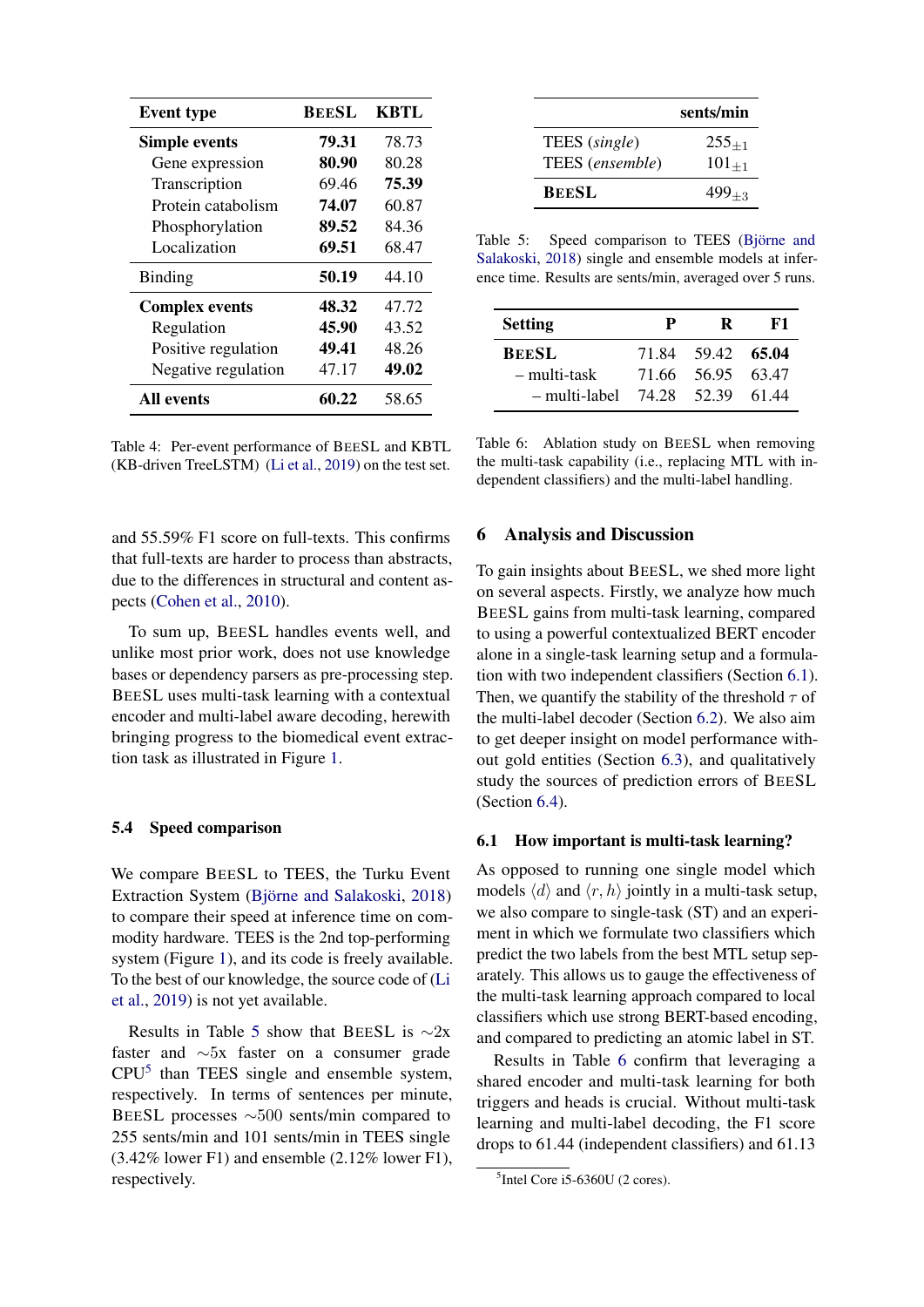| Event type | BEESL | KBTL |
|---|---|---|
| **Simple events** | **79.31** | 78.73 |
| Gene expression | **80.90** | 80.28 |
| Transcription | 69.46 | **75.39** |
| Protein catabolism | **74.07** | 60.87 |
| Phosphorylation | **89.52** | 84.36 |
| Localization | **69.51** | 68.47 |
| Binding | **50.19** | 44.10 |
| **Complex events** | **48.32** | 47.72 |
| Regulation | **45.90** | 43.52 |
| Positive regulation | **49.41** | 48.26 |
| Negative regulation | 47.17 | **49.02** |
| **All events** | **60.22** | 58.65 |

Table 4: Per-event performance of BEESL and KBTL (KB-driven TreeLSTM) (Li et al., 2019) on the test set.

| | sents/min |
|---|---|
| TEES (*single*) | $255_{\pm 1}$ |
| TEES (*ensemble*) | $101_{\pm 1}$ |
| **BEESL** | $499_{\pm 3}$ |

Table 5: Speed comparison to TEES (Björne and Salakoski, 2018) single and ensemble models at inference time. Results are sents/min, averaged over 5 runs.

| Setting | P | R | F1 |
|---|---|---|---|
| **BEESL** | 71.84 | 59.42 | **65.04** |
| – multi-task | 71.66 | 56.95 | 63.47 |
| – multi-label | 74.28 | 52.39 | 61.44 |

Table 6: Ablation study on BEESL when removing the multi-task capability (i.e., replacing MTL with independent classifiers) and the multi-label handling.

and 55.59% F1 score on full-texts. This confirms that full-texts are harder to process than abstracts, due to the differences in structural and content aspects (Cohen et al., 2010).

To sum up, BEESL handles events well, and unlike most prior work, does not use knowledge bases or dependency parsers as pre-processing step. BEESL uses multi-task learning with a contextual encoder and multi-label aware decoding, herewith bringing progress to the biomedical event extraction task as illustrated in Figure 1.

### 5.4 Speed comparison

We compare BEESL to TEES, the Turku Event Extraction System (Björne and Salakoski, 2018) to compare their speed at inference time on commodity hardware. TEES is the 2nd top-performing system (Figure 1), and its code is freely available. To the best of our knowledge, the source code of (Li et al., 2019) is not yet available.

Results in Table 5 show that BEESL is ~2x faster and ~5x faster on a consumer grade CPU[5] than TEES single and ensemble system, respectively. In terms of sentences per minute, BEESL processes ~500 sents/min compared to 255 sents/min and 101 sents/min in TEES single (3.42% lower F1) and ensemble (2.12% lower F1), respectively.

## 6 Analysis and Discussion

To gain insights about BEESL, we shed more light on several aspects. Firstly, we analyze how much BEESL gains from multi-task learning, compared to using a powerful contextualized BERT encoder alone in a single-task learning setup and a formulation with two independent classifiers (Section 6.1). Then, we quantify the stability of the threshold $\tau$ of the multi-label decoder (Section 6.2). We also aim to get deeper insight on model performance without gold entities (Section 6.3), and qualitatively study the sources of prediction errors of BEESL (Section 6.4).

### 6.1 How important is multi-task learning?

As opposed to running one single model which models $\langle d \rangle$ and $\langle r, h \rangle$ jointly in a multi-task setup, we also compare to single-task (ST) and an experiment in which we formulate two classifiers which predict the two labels from the best MTL setup separately. This allows us to gauge the effectiveness of the multi-task learning approach compared to local classifiers which use strong BERT-based encoding, and compared to predicting an atomic label in ST.

Results in Table 6 confirm that leveraging a shared encoder and multi-task learning for both triggers and heads is crucial. Without multi-task learning and multi-label decoding, the F1 score drops to 61.44 (independent classifiers) and 61.13

[5] Intel Core i5-6360U (2 cores).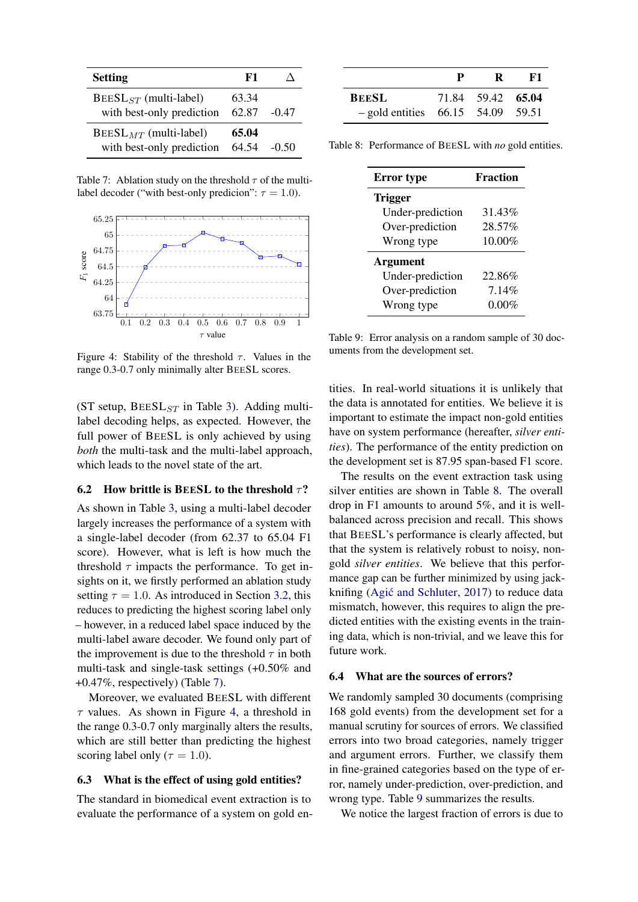| Setting | F1 | Δ |
|---|---|---|
| BEESL$_{ST}$ (multi-label) | 63.34 | |
| with best-only prediction | 62.87 | -0.47 |
| BEESL$_{MT}$ (multi-label) | **65.04** | |
| with best-only prediction | 64.54 | -0.50 |

Table 7: Ablation study on the threshold $\tau$ of the multi-label decoder ("with best-only predicion": $\tau = 1.0$).

Figure 4: Stability of the threshold $\tau$. Values in the range 0.3-0.7 only minimally alter BEESL scores.

(ST setup, BEESL$_{ST}$ in Table 3). Adding multi-label decoding helps, as expected. However, the full power of BEESL is only achieved by using *both* the multi-task and the multi-label approach, which leads to the novel state of the art.

### 6.2 How brittle is BEESL to the threshold $\tau$?

As shown in Table 3, using a multi-label decoder largely increases the performance of a system with a single-label decoder (from 62.37 to 65.04 F1 score). However, what is left is how much the threshold $\tau$ impacts the performance. To get insights on it, we firstly performed an ablation study setting $\tau = 1.0$. As introduced in Section 3.2, this reduces to predicting the highest scoring label only – however, in a reduced label space induced by the multi-label aware decoder. We found only part of the improvement is due to the threshold $\tau$ in both multi-task and single-task settings (+0.50% and +0.47%, respectively) (Table 7).

Moreover, we evaluated BEESL with different $\tau$ values. As shown in Figure 4, a threshold in the range 0.3-0.7 only marginally alters the results, which are still better than predicting the highest scoring label only ($\tau = 1.0$).

### 6.3 What is the effect of using gold entities?

The standard in biomedical event extraction is to evaluate the performance of a system on gold entities. In real-world situations it is unlikely that the data is annotated for entities. We believe it is important to estimate the impact non-gold entities have on system performance (hereafter, *silver entities*). The performance of the entity prediction on the development set is 87.95 span-based F1 score.

| | P | R | F1 |
|---|---|---|---|
| **BEESL** | 71.84 | 59.42 | **65.04** |
| – gold entities | 66.15 | 54.09 | 59.51 |

Table 8: Performance of BEESL with *no* gold entities.

The results on the event extraction task using silver entities are shown in Table 8. The overall drop in F1 amounts to around 5%, and it is well-balanced across precision and recall. This shows that BEESL's performance is clearly affected, but that the system is relatively robust to noisy, non-gold *silver entities*. We believe that this performance gap can be further minimized by using jackknifing (Agić and Schluter, 2017) to reduce data mismatch, however, this requires to align the predicted entities with the existing events in the training data, which is non-trivial, and we leave this for future work.

### 6.4 What are the sources of errors?

| Error type | Fraction |
|---|---|
| **Trigger** | |
| Under-prediction | 31.43% |
| Over-prediction | 28.57% |
| Wrong type | 10.00% |
| **Argument** | |
| Under-prediction | 22.86% |
| Over-prediction | 7.14% |
| Wrong type | 0.00% |

Table 9: Error analysis on a random sample of 30 documents from the development set.

We randomly sampled 30 documents (comprising 168 gold events) from the development set for a manual scrutiny for sources of errors. We classified errors into two broad categories, namely trigger and argument errors. Further, we classify them in fine-grained categories based on the type of error, namely under-prediction, over-prediction, and wrong type. Table 9 summarizes the results.

We notice the largest fraction of errors is due to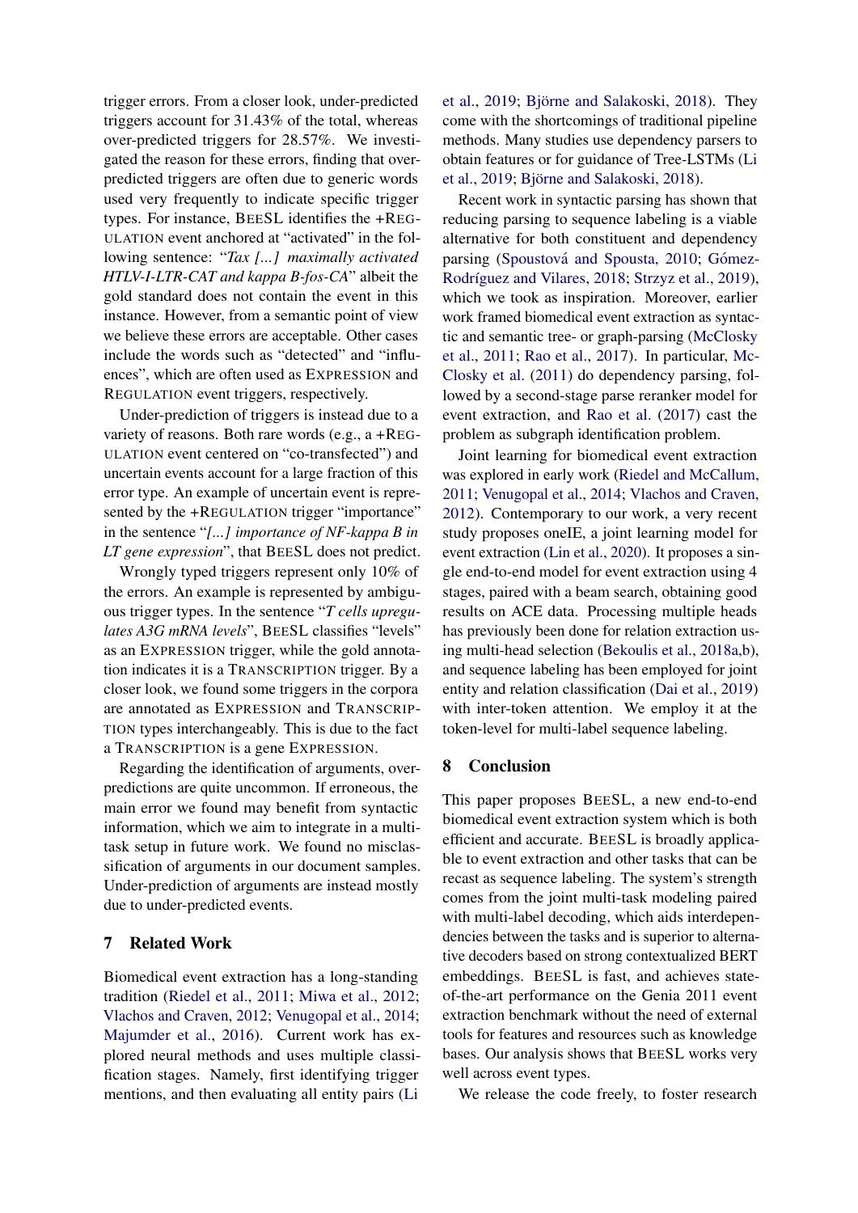trigger errors. From a closer look, under-predicted triggers account for 31.43% of the total, whereas over-predicted triggers for 28.57%. We investigated the reason for these errors, finding that over-predicted triggers are often due to generic words used very frequently to indicate specific trigger types. For instance, BEESL identifies the +REGULATION event anchored at "activated" in the following sentence: "*Tax [...] maximally activated HTLV-I-LTR-CAT and kappa B-fos-CA*" albeit the gold standard does not contain the event in this instance. However, from a semantic point of view we believe these errors are acceptable. Other cases include the words such as "detected" and "influences", which are often used as EXPRESSION and REGULATION event triggers, respectively.

Under-prediction of triggers is instead due to a variety of reasons. Both rare words (e.g., a +REGULATION event centered on "co-transfected") and uncertain events account for a large fraction of this error type. An example of uncertain event is represented by the +REGULATION trigger "importance" in the sentence "*[...] importance of NF-kappa B in LT gene expression*", that BEESL does not predict.

Wrongly typed triggers represent only 10% of the errors. An example is represented by ambiguous trigger types. In the sentence "*T cells upregulates A3G mRNA levels*", BEESL classifies "levels" as an EXPRESSION trigger, while the gold annotation indicates it is a TRANSCRIPTION trigger. By a closer look, we found some triggers in the corpora are annotated as EXPRESSION and TRANSCRIPTION types interchangeably. This is due to the fact a TRANSCRIPTION is a gene EXPRESSION.

Regarding the identification of arguments, over-predictions are quite uncommon. If erroneous, the main error we found may benefit from syntactic information, which we aim to integrate in a multi-task setup in future work. We found no misclassification of arguments in our document samples. Under-prediction of arguments are instead mostly due to under-predicted events.

## 7 Related Work

Biomedical event extraction has a long-standing tradition (Riedel et al., 2011; Miwa et al., 2012; Vlachos and Craven, 2012; Venugopal et al., 2014; Majumder et al., 2016). Current work has explored neural methods and uses multiple classification stages. Namely, first identifying trigger mentions, and then evaluating all entity pairs (Li et al., 2019; Björne and Salakoski, 2018). They come with the shortcomings of traditional pipeline methods. Many studies use dependency parsers to obtain features or for guidance of Tree-LSTMs (Li et al., 2019; Björne and Salakoski, 2018).

Recent work in syntactic parsing has shown that reducing parsing to sequence labeling is a viable alternative for both constituent and dependency parsing (Spoustová and Spousta, 2010; Gómez-Rodríguez and Vilares, 2018; Strzyz et al., 2019), which we took as inspiration. Moreover, earlier work framed biomedical event extraction as syntactic and semantic tree- or graph-parsing (McClosky et al., 2011; Rao et al., 2017). In particular, McClosky et al. (2011) do dependency parsing, followed by a second-stage parse reranker model for event extraction, and Rao et al. (2017) cast the problem as subgraph identification problem.

Joint learning for biomedical event extraction was explored in early work (Riedel and McCallum, 2011; Venugopal et al., 2014; Vlachos and Craven, 2012). Contemporary to our work, a very recent study proposes oneIE, a joint learning model for event extraction (Lin et al., 2020). It proposes a single end-to-end model for event extraction using 4 stages, paired with a beam search, obtaining good results on ACE data. Processing multiple heads has previously been done for relation extraction using multi-head selection (Bekoulis et al., 2018a,b), and sequence labeling has been employed for joint entity and relation classification (Dai et al., 2019) with inter-token attention. We employ it at the token-level for multi-label sequence labeling.

## 8 Conclusion

This paper proposes BEESL, a new end-to-end biomedical event extraction system which is both efficient and accurate. BEESL is broadly applicable to event extraction and other tasks that can be recast as sequence labeling. The system's strength comes from the joint multi-task modeling paired with multi-label decoding, which aids interdependencies between the tasks and is superior to alternative decoders based on strong contextualized BERT embeddings. BEESL is fast, and achieves state-of-the-art performance on the Genia 2011 event extraction benchmark without the need of external tools for features and resources such as knowledge bases. Our analysis shows that BEESL works very well across event types.

We release the code freely, to foster research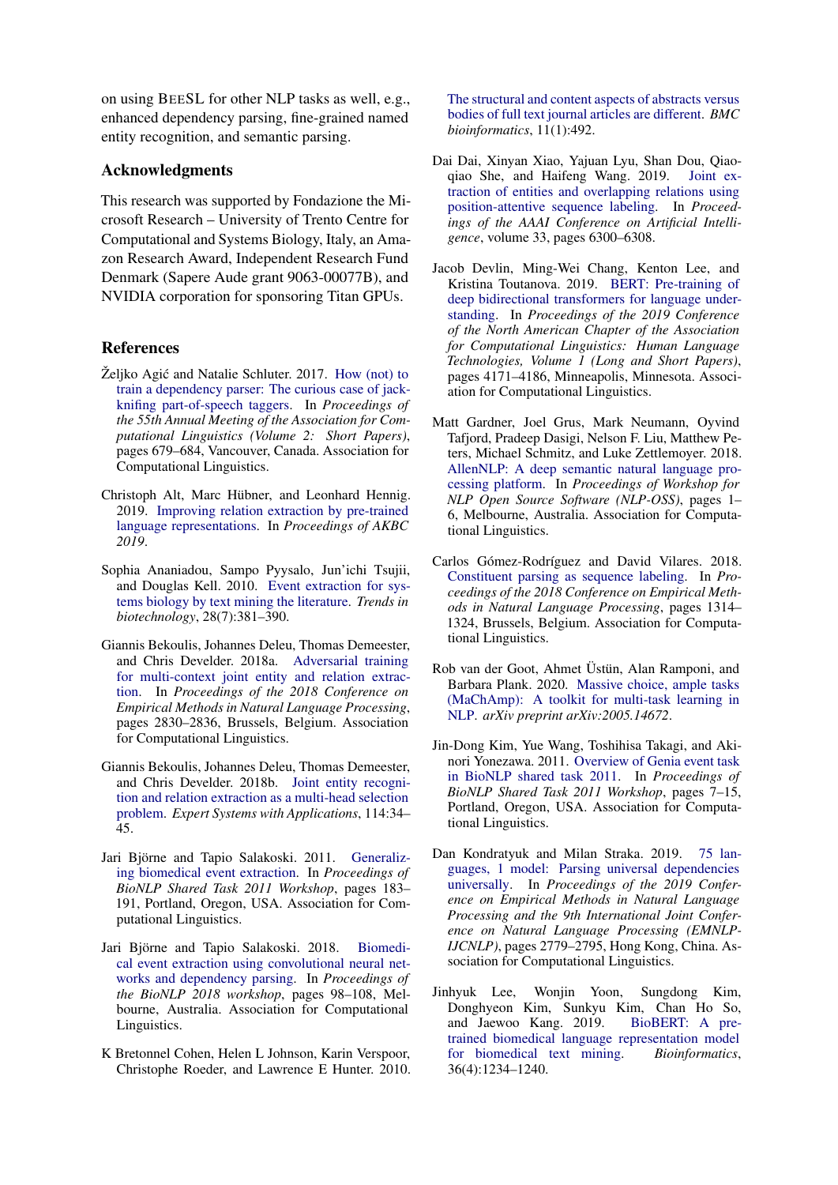on using BEESL for other NLP tasks as well, e.g., enhanced dependency parsing, fine-grained named entity recognition, and semantic parsing.

## Acknowledgments

This research was supported by Fondazione the Microsoft Research – University of Trento Centre for Computational and Systems Biology, Italy, an Amazon Research Award, Independent Research Fund Denmark (Sapere Aude grant 9063-00077B), and NVIDIA corporation for sponsoring Titan GPUs.

## References

Željko Agić and Natalie Schluter. 2017. How (not) to train a dependency parser: The curious case of jackknifing part-of-speech taggers. In *Proceedings of the 55th Annual Meeting of the Association for Computational Linguistics (Volume 2: Short Papers)*, pages 679–684, Vancouver, Canada. Association for Computational Linguistics.

Christoph Alt, Marc Hübner, and Leonhard Hennig. 2019. Improving relation extraction by pre-trained language representations. In *Proceedings of AKBC 2019*.

Sophia Ananiadou, Sampo Pyysalo, Jun'ichi Tsujii, and Douglas Kell. 2010. Event extraction for systems biology by text mining the literature. *Trends in biotechnology*, 28(7):381–390.

Giannis Bekoulis, Johannes Deleu, Thomas Demeester, and Chris Develder. 2018a. Adversarial training for multi-context joint entity and relation extraction. In *Proceedings of the 2018 Conference on Empirical Methods in Natural Language Processing*, pages 2830–2836, Brussels, Belgium. Association for Computational Linguistics.

Giannis Bekoulis, Johannes Deleu, Thomas Demeester, and Chris Develder. 2018b. Joint entity recognition and relation extraction as a multi-head selection problem. *Expert Systems with Applications*, 114:34–45.

Jari Björne and Tapio Salakoski. 2011. Generalizing biomedical event extraction. In *Proceedings of BioNLP Shared Task 2011 Workshop*, pages 183–191, Portland, Oregon, USA. Association for Computational Linguistics.

Jari Björne and Tapio Salakoski. 2018. Biomedical event extraction using convolutional neural networks and dependency parsing. In *Proceedings of the BioNLP 2018 workshop*, pages 98–108, Melbourne, Australia. Association for Computational Linguistics.

K Bretonnel Cohen, Helen L Johnson, Karin Verspoor, Christophe Roeder, and Lawrence E Hunter. 2010. The structural and content aspects of abstracts versus bodies of full text journal articles are different. *BMC bioinformatics*, 11(1):492.

Dai Dai, Xinyan Xiao, Yajuan Lyu, Shan Dou, Qiaoqiao She, and Haifeng Wang. 2019. Joint extraction of entities and overlapping relations using position-attentive sequence labeling. In *Proceedings of the AAAI Conference on Artificial Intelligence*, volume 33, pages 6300–6308.

Jacob Devlin, Ming-Wei Chang, Kenton Lee, and Kristina Toutanova. 2019. BERT: Pre-training of deep bidirectional transformers for language understanding. In *Proceedings of the 2019 Conference of the North American Chapter of the Association for Computational Linguistics: Human Language Technologies, Volume 1 (Long and Short Papers)*, pages 4171–4186, Minneapolis, Minnesota. Association for Computational Linguistics.

Matt Gardner, Joel Grus, Mark Neumann, Oyvind Tafjord, Pradeep Dasigi, Nelson F. Liu, Matthew Peters, Michael Schmitz, and Luke Zettlemoyer. 2018. AllenNLP: A deep semantic natural language processing platform. In *Proceedings of Workshop for NLP Open Source Software (NLP-OSS)*, pages 1–6, Melbourne, Australia. Association for Computational Linguistics.

Carlos Gómez-Rodríguez and David Vilares. 2018. Constituent parsing as sequence labeling. In *Proceedings of the 2018 Conference on Empirical Methods in Natural Language Processing*, pages 1314–1324, Brussels, Belgium. Association for Computational Linguistics.

Rob van der Goot, Ahmet Üstün, Alan Ramponi, and Barbara Plank. 2020. Massive choice, ample tasks (MaChAmp): A toolkit for multi-task learning in NLP. *arXiv preprint arXiv:2005.14672*.

Jin-Dong Kim, Yue Wang, Toshihisa Takagi, and Akinori Yonezawa. 2011. Overview of Genia event task in BioNLP shared task 2011. In *Proceedings of BioNLP Shared Task 2011 Workshop*, pages 7–15, Portland, Oregon, USA. Association for Computational Linguistics.

Dan Kondratyuk and Milan Straka. 2019. 75 languages, 1 model: Parsing universal dependencies universally. In *Proceedings of the 2019 Conference on Empirical Methods in Natural Language Processing and the 9th International Joint Conference on Natural Language Processing (EMNLP-IJCNLP)*, pages 2779–2795, Hong Kong, China. Association for Computational Linguistics.

Jinhyuk Lee, Wonjin Yoon, Sungdong Kim, Donghyeon Kim, Sunkyu Kim, Chan Ho So, and Jaewoo Kang. 2019. BioBERT: A pre-trained biomedical language representation model for biomedical text mining. *Bioinformatics*, 36(4):1234–1240.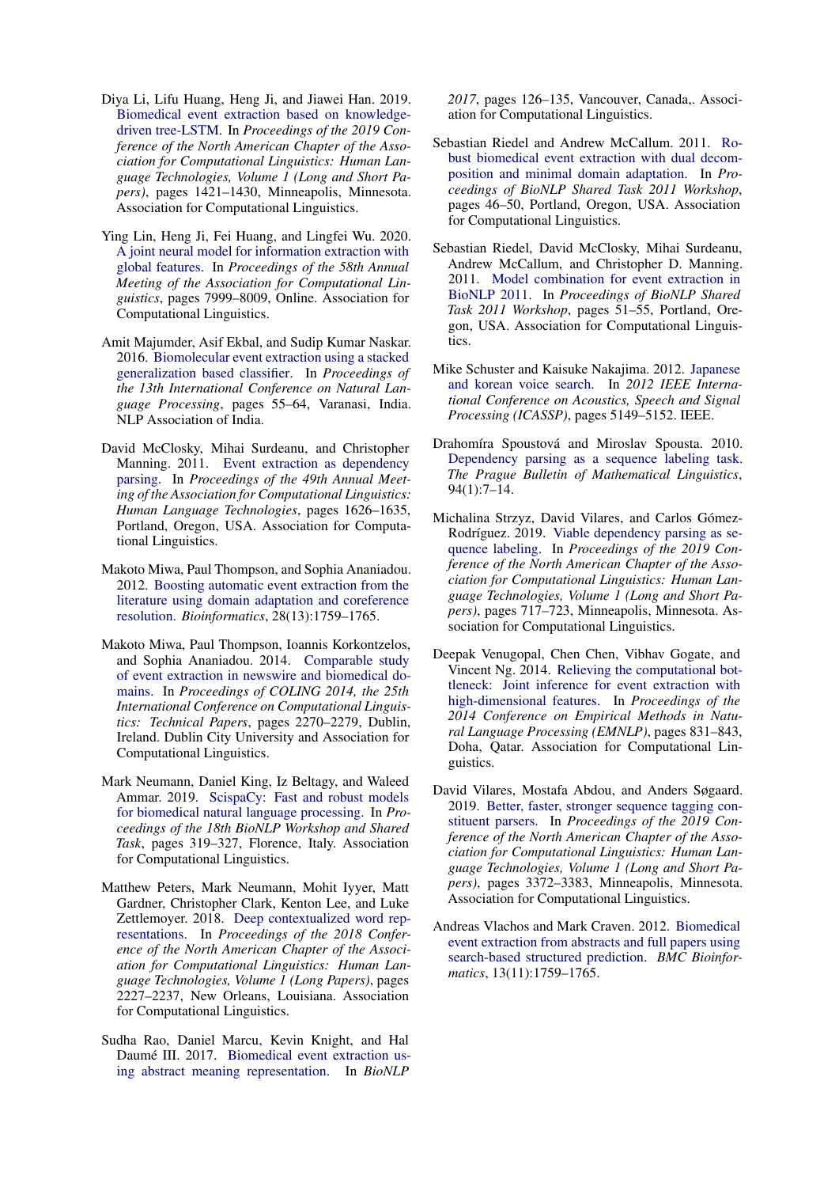Diya Li, Lifu Huang, Heng Ji, and Jiawei Han. 2019. Biomedical event extraction based on knowledge-driven tree-LSTM. In *Proceedings of the 2019 Conference of the North American Chapter of the Association for Computational Linguistics: Human Language Technologies, Volume 1 (Long and Short Papers)*, pages 1421–1430, Minneapolis, Minnesota. Association for Computational Linguistics.

Ying Lin, Heng Ji, Fei Huang, and Lingfei Wu. 2020. A joint neural model for information extraction with global features. In *Proceedings of the 58th Annual Meeting of the Association for Computational Linguistics*, pages 7999–8009, Online. Association for Computational Linguistics.

Amit Majumder, Asif Ekbal, and Sudip Kumar Naskar. 2016. Biomolecular event extraction using a stacked generalization based classifier. In *Proceedings of the 13th International Conference on Natural Language Processing*, pages 55–64, Varanasi, India. NLP Association of India.

David McClosky, Mihai Surdeanu, and Christopher Manning. 2011. Event extraction as dependency parsing. In *Proceedings of the 49th Annual Meeting of the Association for Computational Linguistics: Human Language Technologies*, pages 1626–1635, Portland, Oregon, USA. Association for Computational Linguistics.

Makoto Miwa, Paul Thompson, and Sophia Ananiadou. 2012. Boosting automatic event extraction from the literature using domain adaptation and coreference resolution. *Bioinformatics*, 28(13):1759–1765.

Makoto Miwa, Paul Thompson, Ioannis Korkontzelos, and Sophia Ananiadou. 2014. Comparable study of event extraction in newswire and biomedical domains. In *Proceedings of COLING 2014, the 25th International Conference on Computational Linguistics: Technical Papers*, pages 2270–2279, Dublin, Ireland. Dublin City University and Association for Computational Linguistics.

Mark Neumann, Daniel King, Iz Beltagy, and Waleed Ammar. 2019. ScispaCy: Fast and robust models for biomedical natural language processing. In *Proceedings of the 18th BioNLP Workshop and Shared Task*, pages 319–327, Florence, Italy. Association for Computational Linguistics.

Matthew Peters, Mark Neumann, Mohit Iyyer, Matt Gardner, Christopher Clark, Kenton Lee, and Luke Zettlemoyer. 2018. Deep contextualized word representations. In *Proceedings of the 2018 Conference of the North American Chapter of the Association for Computational Linguistics: Human Language Technologies, Volume 1 (Long Papers)*, pages 2227–2237, New Orleans, Louisiana. Association for Computational Linguistics.

Sudha Rao, Daniel Marcu, Kevin Knight, and Hal Daumé III. 2017. Biomedical event extraction using abstract meaning representation. In *BioNLP 2017*, pages 126–135, Vancouver, Canada,. Association for Computational Linguistics.

Sebastian Riedel and Andrew McCallum. 2011. Robust biomedical event extraction with dual decomposition and minimal domain adaptation. In *Proceedings of BioNLP Shared Task 2011 Workshop*, pages 46–50, Portland, Oregon, USA. Association for Computational Linguistics.

Sebastian Riedel, David McClosky, Mihai Surdeanu, Andrew McCallum, and Christopher D. Manning. 2011. Model combination for event extraction in BioNLP 2011. In *Proceedings of BioNLP Shared Task 2011 Workshop*, pages 51–55, Portland, Oregon, USA. Association for Computational Linguistics.

Mike Schuster and Kaisuke Nakajima. 2012. Japanese and korean voice search. In *2012 IEEE International Conference on Acoustics, Speech and Signal Processing (ICASSP)*, pages 5149–5152. IEEE.

Drahomíra Spoustová and Miroslav Spousta. 2010. Dependency parsing as a sequence labeling task. *The Prague Bulletin of Mathematical Linguistics*, 94(1):7–14.

Michalina Strzyz, David Vilares, and Carlos Gómez-Rodríguez. 2019. Viable dependency parsing as sequence labeling. In *Proceedings of the 2019 Conference of the North American Chapter of the Association for Computational Linguistics: Human Language Technologies, Volume 1 (Long and Short Papers)*, pages 717–723, Minneapolis, Minnesota. Association for Computational Linguistics.

Deepak Venugopal, Chen Chen, Vibhav Gogate, and Vincent Ng. 2014. Relieving the computational bottleneck: Joint inference for event extraction with high-dimensional features. In *Proceedings of the 2014 Conference on Empirical Methods in Natural Language Processing (EMNLP)*, pages 831–843, Doha, Qatar. Association for Computational Linguistics.

David Vilares, Mostafa Abdou, and Anders Søgaard. 2019. Better, faster, stronger sequence tagging constituent parsers. In *Proceedings of the 2019 Conference of the North American Chapter of the Association for Computational Linguistics: Human Language Technologies, Volume 1 (Long and Short Papers)*, pages 3372–3383, Minneapolis, Minnesota. Association for Computational Linguistics.

Andreas Vlachos and Mark Craven. 2012. Biomedical event extraction from abstracts and full papers using search-based structured prediction. *BMC Bioinformatics*, 13(11):1759–1765.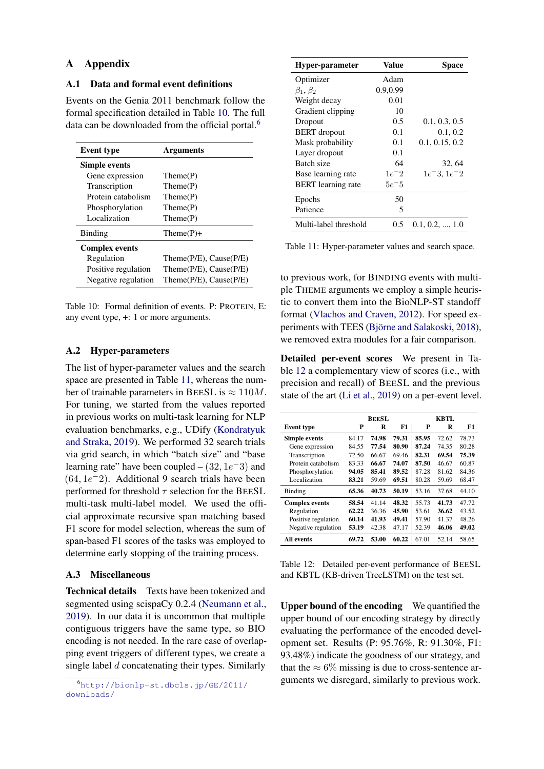# A Appendix

## A.1 Data and formal event definitions

Events on the Genia 2011 benchmark follow the formal specification detailed in Table 10. The full data can be downloaded from the official portal.[6]

| Event type | Arguments |
|---|---|
| **Simple events** | |
| Gene expression | Theme(P) |
| Transcription | Theme(P) |
| Protein catabolism | Theme(P) |
| Phosphorylation | Theme(P) |
| Localization | Theme(P) |
| Binding | Theme(P)+ |
| **Complex events** | |
| Regulation | Theme(P/E), Cause(P/E) |
| Positive regulation | Theme(P/E), Cause(P/E) |
| Negative regulation | Theme(P/E), Cause(P/E) |

Table 10: Formal definition of events. P: PROTEIN, E: any event type, +: 1 or more arguments.

## A.2 Hyper-parameters

The list of hyper-parameter values and the search space are presented in Table 11, whereas the number of trainable parameters in BEESL is $\approx 110M$. For tuning, we started from the values reported in previous works on multi-task learning for NLP evaluation benchmarks, e.g., UDify (Kondratyuk and Straka, 2019). We performed 32 search trials via grid search, in which "batch size" and "base learning rate" have been coupled – $(32, 1e^{-}3)$ and $(64, 1e^{-}2)$. Additional 9 search trials have been performed for threshold $\tau$ selection for the BEESL multi-task multi-label model. We used the official approximate recursive span matching based F1 score for model selection, whereas the sum of span-based F1 scores of the tasks was employed to determine early stopping of the training process.

| Hyper-parameter | Value | Space |
|---|---|---|
| Optimizer | Adam | |
| $\beta_1, \beta_2$ | 0.9,0.99 | |
| Weight decay | 0.01 | |
| Gradient clipping | 10 | |
| Dropout | 0.5 | 0.1, 0.3, 0.5 |
| BERT dropout | 0.1 | 0.1, 0.2 |
| Mask probability | 0.1 | 0.1, 0.15, 0.2 |
| Layer dropout | 0.1 | |
| Batch size | 64 | 32, 64 |
| Base learning rate | $1e^{-}2$ | $1e^{-}3$, $1e^{-}2$ |
| BERT learning rate | $5e^{-}5$ | |
| Epochs | 50 | |
| Patience | 5 | |
| Multi-label threshold | 0.5 | 0.1, 0.2, ..., 1.0 |

Table 11: Hyper-parameter values and search space.

## A.3 Miscellaneous

**Technical details** Texts have been tokenized and segmented using scispaCy 0.2.4 (Neumann et al., 2019). In our data it is uncommon that multiple contiguous triggers have the same type, so BIO encoding is not needed. In the rare case of overlapping event triggers of different types, we create a single label $d$ concatenating their types. Similarly to previous work, for BINDING events with multiple THEME arguments we employ a simple heuristic to convert them into the BioNLP-ST standoff format (Vlachos and Craven, 2012). For speed experiments with TEES (Björne and Salakoski, 2018), we removed extra modules for a fair comparison.

**Detailed per-event scores** We present in Table 12 a complementary view of scores (i.e., with precision and recall) of BEESL and the previous state of the art (Li et al., 2019) on a per-event level.

| | BEESL | | | KBTL | | |
|---|---|---|---|---|---|---|
| Event type | P | R | F1 | P | R | F1 |
| **Simple events** | 84.17 | **74.98** | **79.31** | **85.95** | 72.62 | 78.73 |
| Gene expression | 84.55 | **77.54** | **80.90** | **87.24** | 74.35 | 80.28 |
| Transcription | 72.50 | 66.67 | 69.46 | **82.31** | **69.54** | **75.39** |
| Protein catabolism | 83.33 | **66.67** | **74.07** | **87.50** | 46.67 | 60.87 |
| Phosphorylation | **94.05** | **85.41** | **89.52** | 87.28 | 81.62 | 84.36 |
| Localization | **83.21** | 59.69 | **69.51** | 80.28 | 59.69 | 68.47 |
| Binding | **65.36** | **40.73** | **50.19** | 53.16 | 37.68 | 44.10 |
| **Complex events** | **58.54** | 41.14 | **48.32** | 55.73 | **41.73** | 47.72 |
| Regulation | **62.22** | 36.36 | **45.90** | 53.61 | **36.62** | 43.52 |
| Positive regulation | **60.14** | **41.93** | **49.41** | 57.90 | 41.37 | 48.26 |
| Negative regulation | **53.19** | 42.38 | 47.17 | 52.39 | **46.06** | **49.02** |
| **All events** | **69.72** | **53.00** | **60.22** | 67.01 | 52.14 | 58.65 |

Table 12: Detailed per-event performance of BEESL and KBTL (KB-driven TreeLSTM) on the test set.

**Upper bound of the encoding** We quantified the upper bound of our encoding strategy by directly evaluating the performance of the encoded development set. Results (P: 95.76%, R: 91.30%, F1: 93.48%) indicate the goodness of our strategy, and that the $\approx 6\%$ missing is due to cross-sentence arguments we disregard, similarly to previous work.

[6] http://bionlp-st.dbcls.jp/GE/2011/downloads/